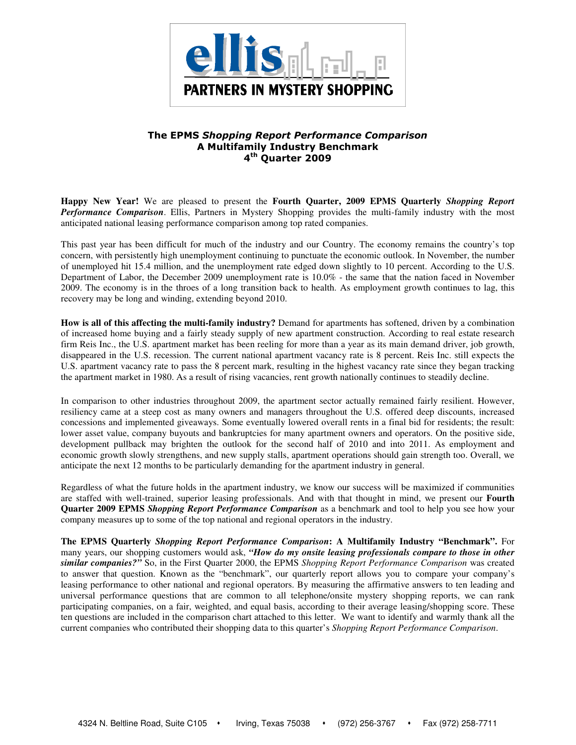# The EPMS *Shopping Report Performance Comparison*
## A Multifamily Industry Benchmark
## 4th Quarter 2009

**Happy New Year!** We are pleased to present the **Fourth Quarter, 2009 EPMS Quarterly *Shopping Report Performance Comparison***. Ellis, Partners in Mystery Shopping provides the multi-family industry with the most anticipated national leasing performance comparison among top rated companies.

This past year has been difficult for much of the industry and our Country. The economy remains the country's top concern, with persistently high unemployment continuing to punctuate the economic outlook. In November, the number of unemployed hit 15.4 million, and the unemployment rate edged down slightly to 10 percent. According to the U.S. Department of Labor, the December 2009 unemployment rate is 10.0% - the same that the nation faced in November 2009. The economy is in the throes of a long transition back to health. As employment growth continues to lag, this recovery may be long and winding, extending beyond 2010.

**How is all of this affecting the multi-family industry?** Demand for apartments has softened, driven by a combination of increased home buying and a fairly steady supply of new apartment construction. According to real estate research firm Reis Inc., the U.S. apartment market has been reeling for more than a year as its main demand driver, job growth, disappeared in the U.S. recession. The current national apartment vacancy rate is 8 percent. Reis Inc. still expects the U.S. apartment vacancy rate to pass the 8 percent mark, resulting in the highest vacancy rate since they began tracking the apartment market in 1980. As a result of rising vacancies, rent growth nationally continues to steadily decline.

In comparison to other industries throughout 2009, the apartment sector actually remained fairly resilient. However, resiliency came at a steep cost as many owners and managers throughout the U.S. offered deep discounts, increased concessions and implemented giveaways. Some eventually lowered overall rents in a final bid for residents; the result: lower asset value, company buyouts and bankruptcies for many apartment owners and operators. On the positive side, development pullback may brighten the outlook for the second half of 2010 and into 2011. As employment and economic growth slowly strengthens, and new supply stalls, apartment operations should gain strength too. Overall, we anticipate the next 12 months to be particularly demanding for the apartment industry in general.

Regardless of what the future holds in the apartment industry, we know our success will be maximized if communities are staffed with well-trained, superior leasing professionals. And with that thought in mind, we present our **Fourth Quarter 2009 EPMS *Shopping Report Performance Comparison*** as a benchmark and tool to help you see how your company measures up to some of the top national and regional operators in the industry.

**The EPMS Quarterly *Shopping Report Performance Comparison*: A Multifamily Industry "Benchmark".** For many years, our shopping customers would ask, ***"How do my onsite leasing professionals compare to those in other similar companies?"*** So, in the First Quarter 2000, the EPMS *Shopping Report Performance Comparison* was created to answer that question. Known as the "benchmark", our quarterly report allows you to compare your company's leasing performance to other national and regional operators. By measuring the affirmative answers to ten leading and universal performance questions that are common to all telephone/onsite mystery shopping reports, we can rank participating companies, on a fair, weighted, and equal basis, according to their average leasing/shopping score. These ten questions are included in the comparison chart attached to this letter. We want to identify and warmly thank all the current companies who contributed their shopping data to this quarter's *Shopping Report Performance Comparison*.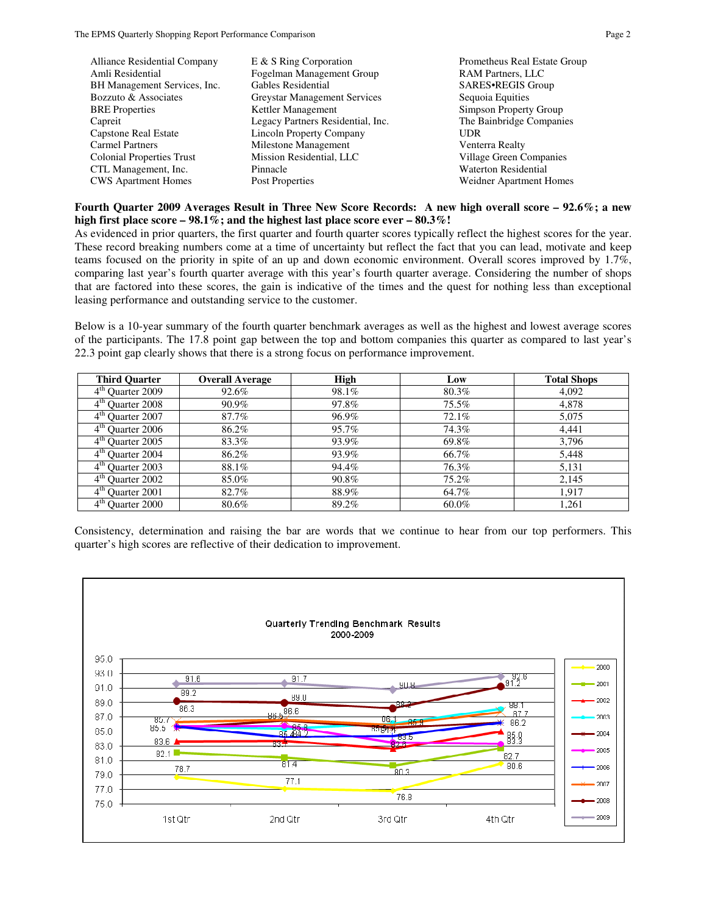Alliance Residential Company
Amli Residential
BH Management Services, Inc.
Bozzuto & Associates
BRE Properties
Capreit
Capstone Real Estate
Carmel Partners
Colonial Properties Trust
CTL Management, Inc.
CWS Apartment Homes
E & S Ring Corporation
Fogelman Management Group
Gables Residential
Greystar Management Services
Kettler Management
Legacy Partners Residential, Inc.
Lincoln Property Company
Milestone Management
Mission Residential, LLC
Pinnacle
Post Properties
Prometheus Real Estate Group
RAM Partners, LLC
SARES•REGIS Group
Sequoia Equities
Simpson Property Group
The Bainbridge Companies
UDR
Venterra Realty
Village Green Companies
Waterton Residential
Weidner Apartment Homes

**Fourth Quarter 2009 Averages Result in Three New Score Records: A new high overall score – 92.6%; a new high first place score – 98.1%; and the highest last place score ever – 80.3%!**

As evidenced in prior quarters, the first quarter and fourth quarter scores typically reflect the highest scores for the year. These record breaking numbers come at a time of uncertainty but reflect the fact that you can lead, motivate and keep teams focused on the priority in spite of an up and down economic environment. Overall scores improved by 1.7%, comparing last year's fourth quarter average with this year's fourth quarter average. Considering the number of shops that are factored into these scores, the gain is indicative of the times and the quest for nothing less than exceptional leasing performance and outstanding service to the customer.

Below is a 10-year summary of the fourth quarter benchmark averages as well as the highest and lowest average scores of the participants. The 17.8 point gap between the top and bottom companies this quarter as compared to last year's 22.3 point gap clearly shows that there is a strong focus on performance improvement.

| Third Quarter | Overall Average | High | Low | Total Shops |
|---|---|---|---|---|
| 4th Quarter 2009 | 92.6% | 98.1% | 80.3% | 4,092 |
| 4th Quarter 2008 | 90.9% | 97.8% | 75.5% | 4,878 |
| 4th Quarter 2007 | 87.7% | 96.9% | 72.1% | 5,075 |
| 4th Quarter 2006 | 86.2% | 95.7% | 74.3% | 4,441 |
| 4th Quarter 2005 | 83.3% | 93.9% | 69.8% | 3,796 |
| 4th Quarter 2004 | 86.2% | 93.9% | 66.7% | 5,448 |
| 4th Quarter 2003 | 88.1% | 94.4% | 76.3% | 5,131 |
| 4th Quarter 2002 | 85.0% | 90.8% | 75.2% | 2,145 |
| 4th Quarter 2001 | 82.7% | 88.9% | 64.7% | 1,917 |
| 4th Quarter 2000 | 80.6% | 89.2% | 60.0% | 1,261 |

Consistency, determination and raising the bar are words that we continue to hear from our top performers. This quarter's high scores are reflective of their dedication to improvement.

Quarterly Trending Benchmark Results
2000-2009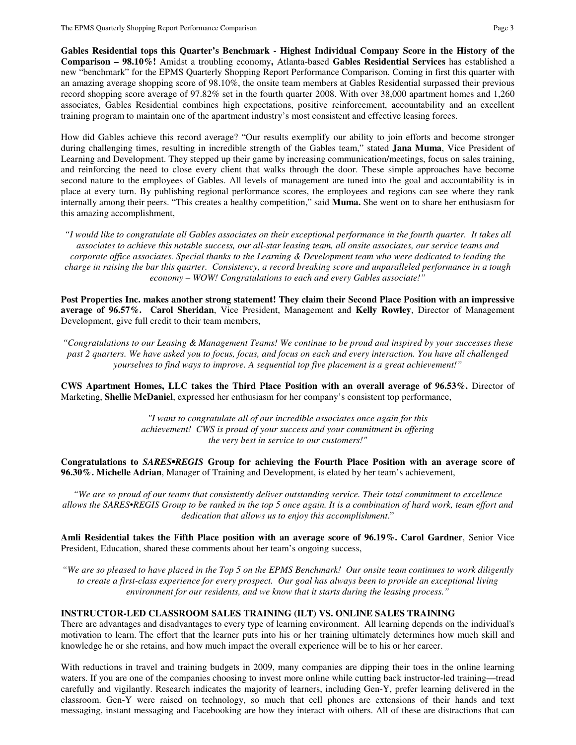**Gables Residential tops this Quarter's Benchmark - Highest Individual Company Score in the History of the Comparison – 98.10%!** Amidst a troubling economy**,** Atlanta-based **Gables Residential Services** has established a new "benchmark" for the EPMS Quarterly Shopping Report Performance Comparison. Coming in first this quarter with an amazing average shopping score of 98.10%, the onsite team members at Gables Residential surpassed their previous record shopping score average of 97.82% set in the fourth quarter 2008. With over 38,000 apartment homes and 1,260 associates, Gables Residential combines high expectations, positive reinforcement, accountability and an excellent training program to maintain one of the apartment industry's most consistent and effective leasing forces.

How did Gables achieve this record average? "Our results exemplify our ability to join efforts and become stronger during challenging times, resulting in incredible strength of the Gables team," stated **Jana Muma**, Vice President of Learning and Development. They stepped up their game by increasing communication/meetings, focus on sales training, and reinforcing the need to close every client that walks through the door. These simple approaches have become second nature to the employees of Gables. All levels of management are tuned into the goal and accountability is in place at every turn. By publishing regional performance scores, the employees and regions can see where they rank internally among their peers. "This creates a healthy competition," said **Muma.** She went on to share her enthusiasm for this amazing accomplishment,

*"I would like to congratulate all Gables associates on their exceptional performance in the fourth quarter. It takes all associates to achieve this notable success, our all-star leasing team, all onsite associates, our service teams and corporate office associates. Special thanks to the Learning & Development team who were dedicated to leading the charge in raising the bar this quarter. Consistency, a record breaking score and unparalleled performance in a tough economy – WOW! Congratulations to each and every Gables associate!"*

**Post Properties Inc. makes another strong statement! They claim their Second Place Position with an impressive average of 96.57%. Carol Sheridan**, Vice President, Management and **Kelly Rowley**, Director of Management Development, give full credit to their team members,

*"Congratulations to our Leasing & Management Teams! We continue to be proud and inspired by your successes these past 2 quarters. We have asked you to focus, focus, and focus on each and every interaction. You have all challenged yourselves to find ways to improve. A sequential top five placement is a great achievement!"*

**CWS Apartment Homes, LLC takes the Third Place Position with an overall average of 96.53%.** Director of Marketing, **Shellie McDaniel**, expressed her enthusiasm for her company's consistent top performance,

*"I want to congratulate all of our incredible associates once again for this achievement! CWS is proud of your success and your commitment in offering the very best in service to our customers!"*

**Congratulations to *SARES•REGIS* Group for achieving the Fourth Place Position with an average score of 96.30%. Michelle Adrian**, Manager of Training and Development, is elated by her team's achievement,

*"We are so proud of our teams that consistently deliver outstanding service. Their total commitment to excellence allows the SARES•REGIS Group to be ranked in the top 5 once again. It is a combination of hard work, team effort and dedication that allows us to enjoy this accomplishment."*

**Amli Residential takes the Fifth Place position with an average score of 96.19%. Carol Gardner**, Senior Vice President, Education, shared these comments about her team's ongoing success,

*"We are so pleased to have placed in the Top 5 on the EPMS Benchmark! Our onsite team continues to work diligently to create a first-class experience for every prospect. Our goal has always been to provide an exceptional living environment for our residents, and we know that it starts during the leasing process."*

## INSTRUCTOR-LED CLASSROOM SALES TRAINING (ILT) VS. ONLINE SALES TRAINING

There are advantages and disadvantages to every type of learning environment. All learning depends on the individual's motivation to learn. The effort that the learner puts into his or her training ultimately determines how much skill and knowledge he or she retains, and how much impact the overall experience will be to his or her career.

With reductions in travel and training budgets in 2009, many companies are dipping their toes in the online learning waters. If you are one of the companies choosing to invest more online while cutting back instructor-led training—tread carefully and vigilantly. Research indicates the majority of learners, including Gen-Y, prefer learning delivered in the classroom. Gen-Y were raised on technology, so much that cell phones are extensions of their hands and text messaging, instant messaging and Facebooking are how they interact with others. All of these are distractions that can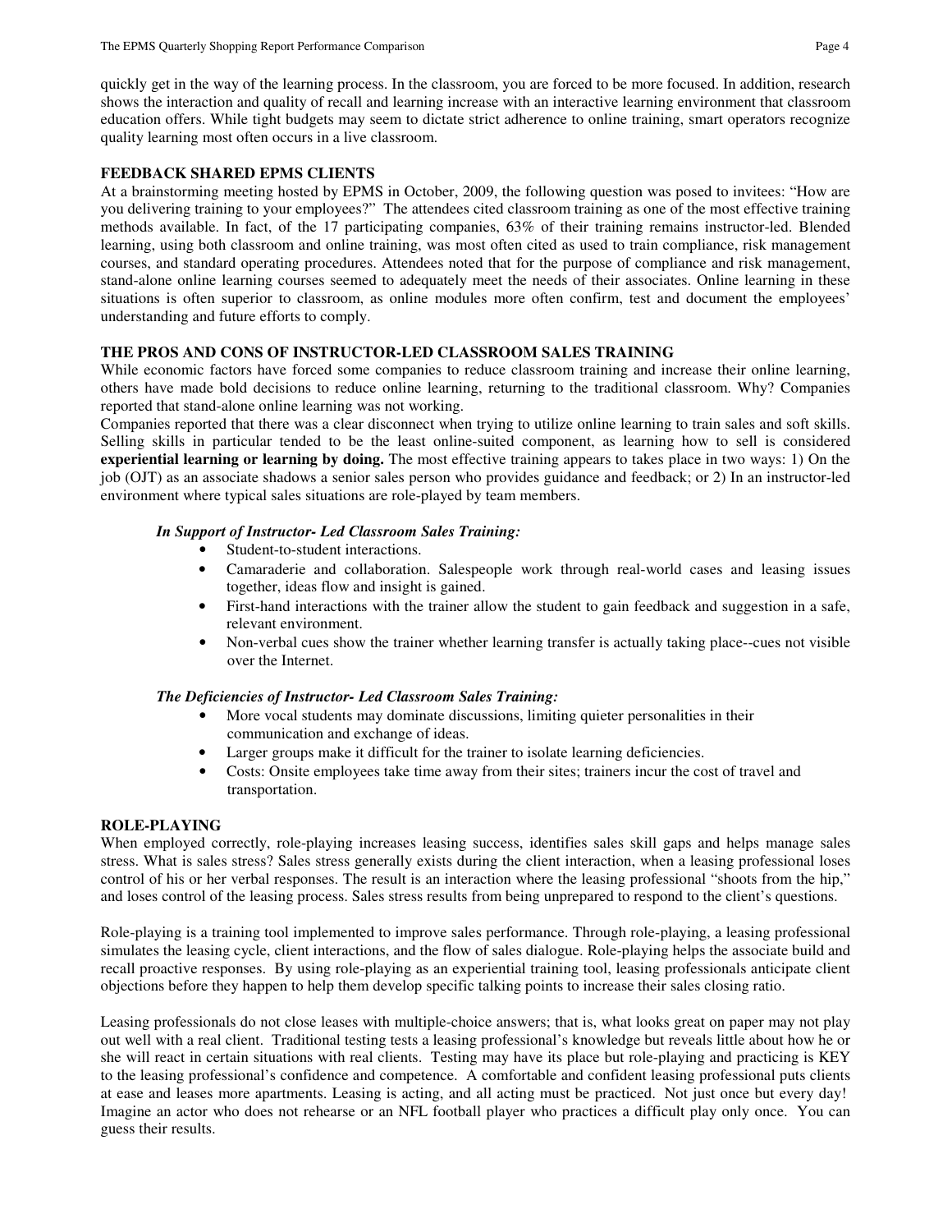quickly get in the way of the learning process. In the classroom, you are forced to be more focused. In addition, research shows the interaction and quality of recall and learning increase with an interactive learning environment that classroom education offers. While tight budgets may seem to dictate strict adherence to online training, smart operators recognize quality learning most often occurs in a live classroom.

## FEEDBACK SHARED EPMS CLIENTS

At a brainstorming meeting hosted by EPMS in October, 2009, the following question was posed to invitees: "How are you delivering training to your employees?" The attendees cited classroom training as one of the most effective training methods available. In fact, of the 17 participating companies, 63% of their training remains instructor-led. Blended learning, using both classroom and online training, was most often cited as used to train compliance, risk management courses, and standard operating procedures. Attendees noted that for the purpose of compliance and risk management, stand-alone online learning courses seemed to adequately meet the needs of their associates. Online learning in these situations is often superior to classroom, as online modules more often confirm, test and document the employees' understanding and future efforts to comply.

## THE PROS AND CONS OF INSTRUCTOR-LED CLASSROOM SALES TRAINING

While economic factors have forced some companies to reduce classroom training and increase their online learning, others have made bold decisions to reduce online learning, returning to the traditional classroom. Why? Companies reported that stand-alone online learning was not working.

Companies reported that there was a clear disconnect when trying to utilize online learning to train sales and soft skills. Selling skills in particular tended to be the least online-suited component, as learning how to sell is considered **experiential learning or learning by doing.** The most effective training appears to takes place in two ways: 1) On the job (OJT) as an associate shadows a senior sales person who provides guidance and feedback; or 2) In an instructor-led environment where typical sales situations are role-played by team members.

***In Support of Instructor- Led Classroom Sales Training:***

- Student-to-student interactions.
- Camaraderie and collaboration. Salespeople work through real-world cases and leasing issues together, ideas flow and insight is gained.
- First-hand interactions with the trainer allow the student to gain feedback and suggestion in a safe, relevant environment.
- Non-verbal cues show the trainer whether learning transfer is actually taking place--cues not visible over the Internet.

***The Deficiencies of Instructor- Led Classroom Sales Training:***

- More vocal students may dominate discussions, limiting quieter personalities in their communication and exchange of ideas.
- Larger groups make it difficult for the trainer to isolate learning deficiencies.
- Costs: Onsite employees take time away from their sites; trainers incur the cost of travel and transportation.

## ROLE-PLAYING

When employed correctly, role-playing increases leasing success, identifies sales skill gaps and helps manage sales stress. What is sales stress? Sales stress generally exists during the client interaction, when a leasing professional loses control of his or her verbal responses. The result is an interaction where the leasing professional "shoots from the hip," and loses control of the leasing process. Sales stress results from being unprepared to respond to the client's questions.

Role-playing is a training tool implemented to improve sales performance. Through role-playing, a leasing professional simulates the leasing cycle, client interactions, and the flow of sales dialogue. Role-playing helps the associate build and recall proactive responses. By using role-playing as an experiential training tool, leasing professionals anticipate client objections before they happen to help them develop specific talking points to increase their sales closing ratio.

Leasing professionals do not close leases with multiple-choice answers; that is, what looks great on paper may not play out well with a real client. Traditional testing tests a leasing professional's knowledge but reveals little about how he or she will react in certain situations with real clients. Testing may have its place but role-playing and practicing is KEY to the leasing professional's confidence and competence. A comfortable and confident leasing professional puts clients at ease and leases more apartments. Leasing is acting, and all acting must be practiced. Not just once but every day! Imagine an actor who does not rehearse or an NFL football player who practices a difficult play only once. You can guess their results.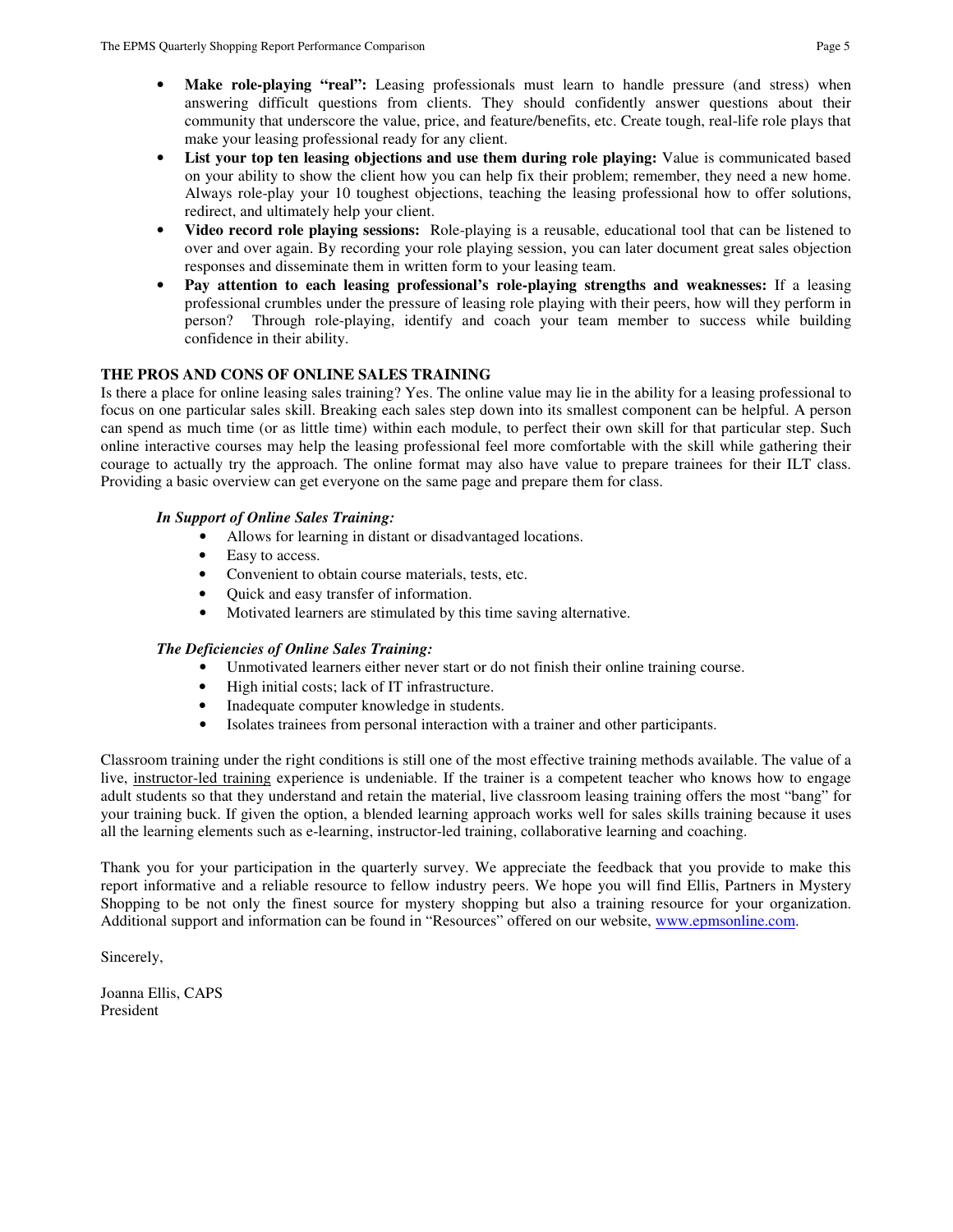- **Make role-playing "real":** Leasing professionals must learn to handle pressure (and stress) when answering difficult questions from clients. They should confidently answer questions about their community that underscore the value, price, and feature/benefits, etc. Create tough, real-life role plays that make your leasing professional ready for any client.
- **List your top ten leasing objections and use them during role playing:** Value is communicated based on your ability to show the client how you can help fix their problem; remember, they need a new home. Always role-play your 10 toughest objections, teaching the leasing professional how to offer solutions, redirect, and ultimately help your client.
- **Video record role playing sessions:** Role-playing is a reusable, educational tool that can be listened to over and over again. By recording your role playing session, you can later document great sales objection responses and disseminate them in written form to your leasing team.
- **Pay attention to each leasing professional's role-playing strengths and weaknesses:** If a leasing professional crumbles under the pressure of leasing role playing with their peers, how will they perform in person? Through role-playing, identify and coach your team member to success while building confidence in their ability.

## THE PROS AND CONS OF ONLINE SALES TRAINING

Is there a place for online leasing sales training? Yes. The online value may lie in the ability for a leasing professional to focus on one particular sales skill. Breaking each sales step down into its smallest component can be helpful. A person can spend as much time (or as little time) within each module, to perfect their own skill for that particular step. Such online interactive courses may help the leasing professional feel more comfortable with the skill while gathering their courage to actually try the approach. The online format may also have value to prepare trainees for their ILT class. Providing a basic overview can get everyone on the same page and prepare them for class.

***In Support of Online Sales Training:***

- Allows for learning in distant or disadvantaged locations.
- Easy to access.
- Convenient to obtain course materials, tests, etc.
- Quick and easy transfer of information.
- Motivated learners are stimulated by this time saving alternative.

***The Deficiencies of Online Sales Training:***

- Unmotivated learners either never start or do not finish their online training course.
- High initial costs; lack of IT infrastructure.
- Inadequate computer knowledge in students.
- Isolates trainees from personal interaction with a trainer and other participants.

Classroom training under the right conditions is still one of the most effective training methods available. The value of a live, instructor-led training experience is undeniable. If the trainer is a competent teacher who knows how to engage adult students so that they understand and retain the material, live classroom leasing training offers the most "bang" for your training buck. If given the option, a blended learning approach works well for sales skills training because it uses all the learning elements such as e-learning, instructor-led training, collaborative learning and coaching.

Thank you for your participation in the quarterly survey. We appreciate the feedback that you provide to make this report informative and a reliable resource to fellow industry peers. We hope you will find Ellis, Partners in Mystery Shopping to be not only the finest source for mystery shopping but also a training resource for your organization. Additional support and information can be found in "Resources" offered on our website, www.epmsonline.com.

Sincerely,

Joanna Ellis, CAPS
President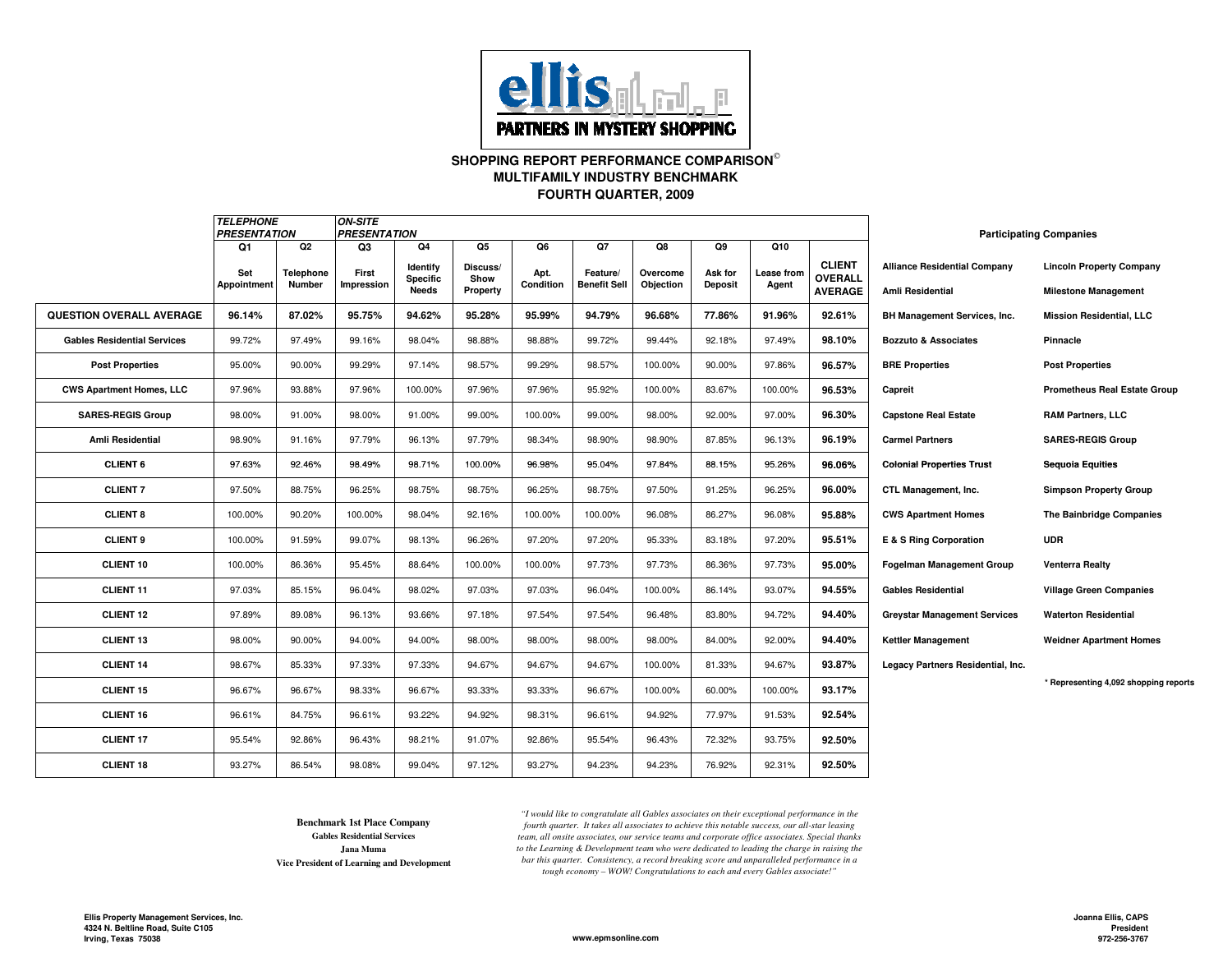## SHOPPING REPORT PERFORMANCE COMPARISON©
## MULTIFAMILY INDUSTRY BENCHMARK
## FOURTH QUARTER, 2009

| | *TELEPHONE PRESENTATION* | | *ON-SITE PRESENTATION* | | | | | | | | |
|---|---|---|---|---|---|---|---|---|---|---|---|
| | Q1 | Q2 | Q3 | Q4 | Q5 | Q6 | Q7 | Q8 | Q9 | Q10 | |
| | Set Appointment | Telephone Number | First Impression | Identify Specific Needs | Discuss/ Show Property | Apt. Condition | Feature/ Benefit Sell | Overcome Objection | Ask for Deposit | Lease from Agent | CLIENT OVERALL AVERAGE |
| **QUESTION OVERALL AVERAGE** | **96.14%** | **87.02%** | **95.75%** | **94.62%** | **95.28%** | **95.99%** | **94.79%** | **96.68%** | **77.86%** | **91.96%** | **92.61%** |
| **Gables Residential Services** | 99.72% | 97.49% | 99.16% | 98.04% | 98.88% | 98.88% | 99.72% | 99.44% | 92.18% | 97.49% | **98.10%** |
| **Post Properties** | 95.00% | 90.00% | 99.29% | 97.14% | 98.57% | 99.29% | 98.57% | 100.00% | 90.00% | 97.86% | **96.57%** |
| **CWS Apartment Homes, LLC** | 97.96% | 93.88% | 97.96% | 100.00% | 97.96% | 97.96% | 95.92% | 100.00% | 83.67% | 100.00% | **96.53%** |
| **SARES-REGIS Group** | 98.00% | 91.00% | 98.00% | 91.00% | 99.00% | 100.00% | 99.00% | 98.00% | 92.00% | 97.00% | **96.30%** |
| **Amli Residential** | 98.90% | 91.16% | 97.79% | 96.13% | 97.79% | 98.34% | 98.90% | 98.90% | 87.85% | 96.13% | **96.19%** |
| **CLIENT 6** | 97.63% | 92.46% | 98.49% | 98.71% | 100.00% | 96.98% | 95.04% | 97.84% | 88.15% | 95.26% | **96.06%** |
| **CLIENT 7** | 97.50% | 88.75% | 96.25% | 98.75% | 98.75% | 96.25% | 98.75% | 97.50% | 91.25% | 96.25% | **96.00%** |
| **CLIENT 8** | 100.00% | 90.20% | 100.00% | 98.04% | 92.16% | 100.00% | 100.00% | 96.08% | 86.27% | 96.08% | **95.88%** |
| **CLIENT 9** | 100.00% | 91.59% | 99.07% | 98.13% | 96.26% | 97.20% | 97.20% | 95.33% | 83.18% | 97.20% | **95.51%** |
| **CLIENT 10** | 100.00% | 86.36% | 95.45% | 88.64% | 100.00% | 100.00% | 97.73% | 97.73% | 86.36% | 97.73% | **95.00%** |
| **CLIENT 11** | 97.03% | 85.15% | 96.04% | 98.02% | 97.03% | 97.03% | 96.04% | 100.00% | 86.14% | 93.07% | **94.55%** |
| **CLIENT 12** | 97.89% | 89.08% | 96.13% | 93.66% | 97.18% | 97.54% | 97.54% | 96.48% | 83.80% | 94.72% | **94.40%** |
| **CLIENT 13** | 98.00% | 90.00% | 94.00% | 94.00% | 98.00% | 98.00% | 98.00% | 98.00% | 84.00% | 92.00% | **94.40%** |
| **CLIENT 14** | 98.67% | 85.33% | 97.33% | 97.33% | 94.67% | 94.67% | 94.67% | 100.00% | 81.33% | 94.67% | **93.87%** |
| **CLIENT 15** | 96.67% | 96.67% | 98.33% | 96.67% | 93.33% | 93.33% | 96.67% | 100.00% | 60.00% | 100.00% | **93.17%** |
| **CLIENT 16** | 96.61% | 84.75% | 96.61% | 93.22% | 94.92% | 98.31% | 96.61% | 94.92% | 77.97% | 91.53% | **92.54%** |
| **CLIENT 17** | 95.54% | 92.86% | 96.43% | 98.21% | 91.07% | 92.86% | 95.54% | 96.43% | 72.32% | 93.75% | **92.50%** |
| **CLIENT 18** | 93.27% | 86.54% | 98.08% | 99.04% | 97.12% | 93.27% | 94.23% | 94.23% | 76.92% | 92.31% | **92.50%** |

**Participating Companies**

| | |
|---|---|
| **Alliance Residential Company** | **Lincoln Property Company** |
| **Amli Residential** | **Milestone Management** |
| **BH Management Services, Inc.** | **Mission Residential, LLC** |
| **Bozzuto & Associates** | **Pinnacle** |
| **BRE Properties** | **Post Properties** |
| **Capreit** | **Prometheus Real Estate Group** |
| **Capstone Real Estate** | **RAM Partners, LLC** |
| **Carmel Partners** | **SARES•REGIS Group** |
| **Colonial Properties Trust** | **Sequoia Equities** |
| **CTL Management, Inc.** | **Simpson Property Group** |
| **CWS Apartment Homes** | **The Bainbridge Companies** |
| **E & S Ring Corporation** | **UDR** |
| **Fogelman Management Group** | **Venterra Realty** |
| **Gables Residential** | **Village Green Companies** |
| **Greystar Management Services** | **Waterton Residential** |
| **Kettler Management** | **Weidner Apartment Homes** |
| **Legacy Partners Residential, Inc.** | |

\* Representing 4,092 shopping reports

**Benchmark 1st Place Company**
**Gables Residential Services**
**Jana Muma**
**Vice President of Learning and Development**

*"I would like to congratulate all Gables associates on their exceptional performance in the fourth quarter. It takes all associates to achieve this notable success, our all-star leasing team, all onsite associates, our service teams and corporate office associates. Special thanks to the Learning & Development team who were dedicated to leading the charge in raising the bar this quarter. Consistency, a record breaking score and unparalleled performance in a tough economy – WOW! Congratulations to each and every Gables associate!"*

**Ellis Property Management Services, Inc.**
**4324 N. Beltline Road, Suite C105**
**Irving, Texas 75038**

**www.epmsonline.com**

**Joanna Ellis, CAPS**
**President**
**972-256-3767**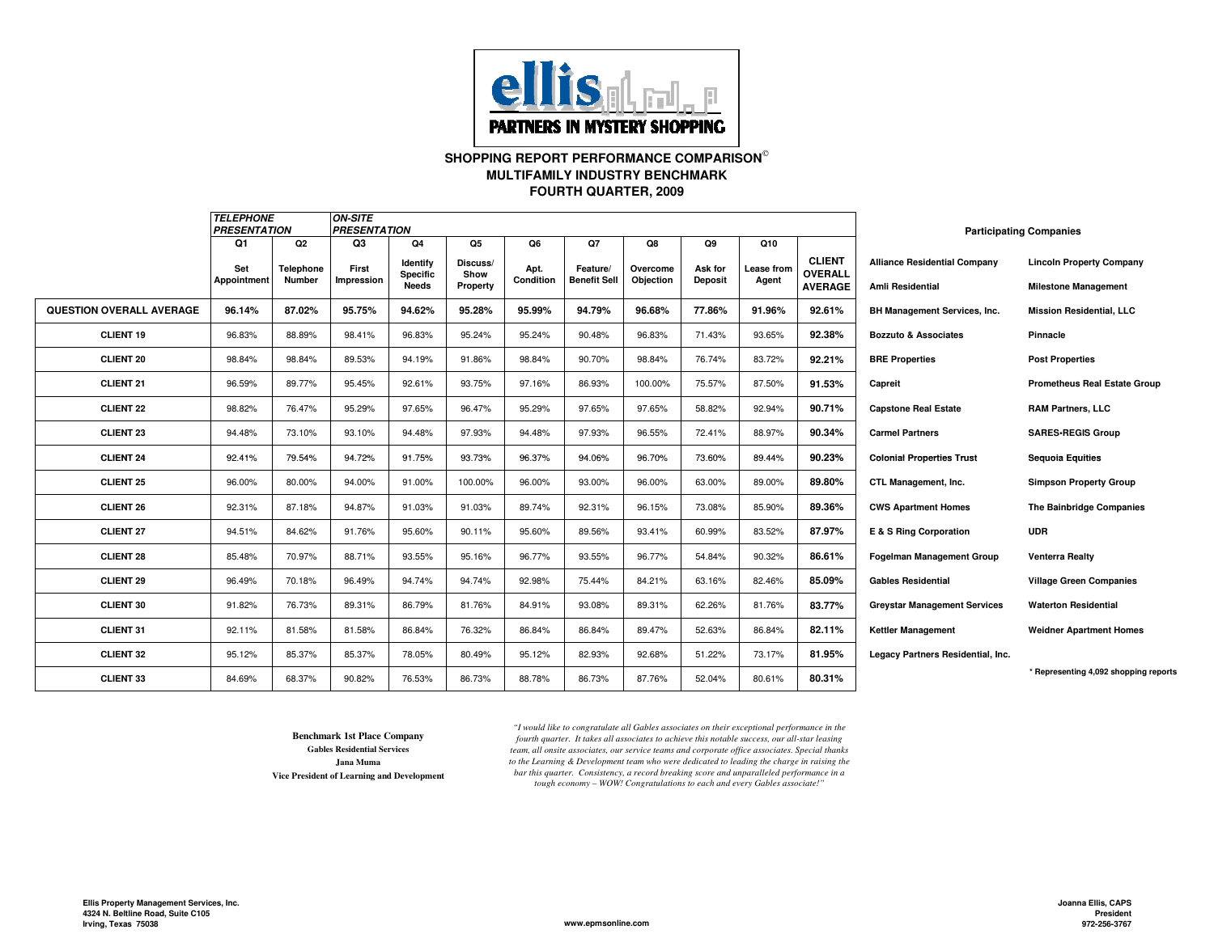ellis PARTNERS IN MYSTERY SHOPPING

## SHOPPING REPORT PERFORMANCE COMPARISON©
## MULTIFAMILY INDUSTRY BENCHMARK
## FOURTH QUARTER, 2009

| | *TELEPHONE PRESENTATION* | | *ON-SITE PRESENTATION* | | | | | | | | |
|---|---|---|---|---|---|---|---|---|---|---|---|
| | Q1 Set Appointment | Q2 Telephone Number | Q3 First Impression | Q4 Identify Specific Needs | Q5 Discuss/ Show Property | Q6 Apt. Condition | Q7 Feature/ Benefit Sell | Q8 Overcome Objection | Q9 Ask for Deposit | Q10 Lease from Agent | CLIENT OVERALL AVERAGE |
| **QUESTION OVERALL AVERAGE** | **96.14%** | **87.02%** | **95.75%** | **94.62%** | **95.28%** | **95.99%** | **94.79%** | **96.68%** | **77.86%** | **91.96%** | **92.61%** |
| **CLIENT 19** | 96.83% | 88.89% | 98.41% | 96.83% | 95.24% | 95.24% | 90.48% | 96.83% | 71.43% | 93.65% | **92.38%** |
| **CLIENT 20** | 98.84% | 98.84% | 89.53% | 94.19% | 91.86% | 98.84% | 90.70% | 98.84% | 76.74% | 83.72% | **92.21%** |
| **CLIENT 21** | 96.59% | 89.77% | 95.45% | 92.61% | 93.75% | 97.16% | 86.93% | 100.00% | 75.57% | 87.50% | **91.53%** |
| **CLIENT 22** | 98.82% | 76.47% | 95.29% | 97.65% | 96.47% | 95.29% | 97.65% | 97.65% | 58.82% | 92.94% | **90.71%** |
| **CLIENT 23** | 94.48% | 73.10% | 93.10% | 94.48% | 97.93% | 94.48% | 97.93% | 96.55% | 72.41% | 88.97% | **90.34%** |
| **CLIENT 24** | 92.41% | 79.54% | 94.72% | 91.75% | 93.73% | 96.37% | 94.06% | 96.70% | 73.60% | 89.44% | **90.23%** |
| **CLIENT 25** | 96.00% | 80.00% | 94.00% | 91.00% | 100.00% | 96.00% | 93.00% | 96.00% | 63.00% | 89.00% | **89.80%** |
| **CLIENT 26** | 92.31% | 87.18% | 94.87% | 91.03% | 91.03% | 89.74% | 92.31% | 96.15% | 73.08% | 85.90% | **89.36%** |
| **CLIENT 27** | 94.51% | 84.62% | 91.76% | 95.60% | 90.11% | 95.60% | 89.56% | 93.41% | 60.99% | 83.52% | **87.97%** |
| **CLIENT 28** | 85.48% | 70.97% | 88.71% | 93.55% | 95.16% | 96.77% | 93.55% | 96.77% | 54.84% | 90.32% | **86.61%** |
| **CLIENT 29** | 96.49% | 70.18% | 96.49% | 94.74% | 94.74% | 92.98% | 75.44% | 84.21% | 63.16% | 82.46% | **85.09%** |
| **CLIENT 30** | 91.82% | 76.73% | 89.31% | 86.79% | 81.76% | 84.91% | 93.08% | 89.31% | 62.26% | 81.76% | **83.77%** |
| **CLIENT 31** | 92.11% | 81.58% | 81.58% | 86.84% | 76.32% | 86.84% | 86.84% | 89.47% | 52.63% | 86.84% | **82.11%** |
| **CLIENT 32** | 95.12% | 85.37% | 85.37% | 78.05% | 80.49% | 95.12% | 82.93% | 92.68% | 51.22% | 73.17% | **81.95%** |
| **CLIENT 33** | 84.69% | 68.37% | 90.82% | 76.53% | 86.73% | 88.78% | 86.73% | 87.76% | 52.04% | 80.61% | **80.31%** |

**Participating Companies**

- Alliance Residential Company
- Amli Residential
- BH Management Services, Inc.
- Bozzuto & Associates
- BRE Properties
- Capreit
- Capstone Real Estate
- Carmel Partners
- Colonial Properties Trust
- CTL Management, Inc.
- CWS Apartment Homes
- E & S Ring Corporation
- Fogelman Management Group
- Gables Residential
- Greystar Management Services
- Kettler Management
- Legacy Partners Residential, Inc.
- Lincoln Property Company
- Milestone Management
- Mission Residential, LLC
- Pinnacle
- Post Properties
- Prometheus Real Estate Group
- RAM Partners, LLC
- SARES•REGIS Group
- Sequoia Equities
- Simpson Property Group
- The Bainbridge Companies
- UDR
- Venterra Realty
- Village Green Companies
- Waterton Residential
- Weidner Apartment Homes

\* Representing 4,092 shopping reports

**Benchmark 1st Place Company**
**Gables Residential Services**
**Jana Muma**
**Vice President of Learning and Development**

*"I would like to congratulate all Gables associates on their exceptional performance in the fourth quarter. It takes all associates to achieve this notable success, our all-star leasing team, all onsite associates, our service teams and corporate office associates. Special thanks to the Learning & Development team who were dedicated to leading the charge in raising the bar this quarter. Consistency, a record breaking score and unparalleled performance in a tough economy – WOW! Congratulations to each and every Gables associate!"*

Ellis Property Management Services, Inc.
4324 N. Beltline Road, Suite C105
Irving, Texas 75038

www.epmsonline.com

Joanna Ellis, CAPS
President
972-256-3767